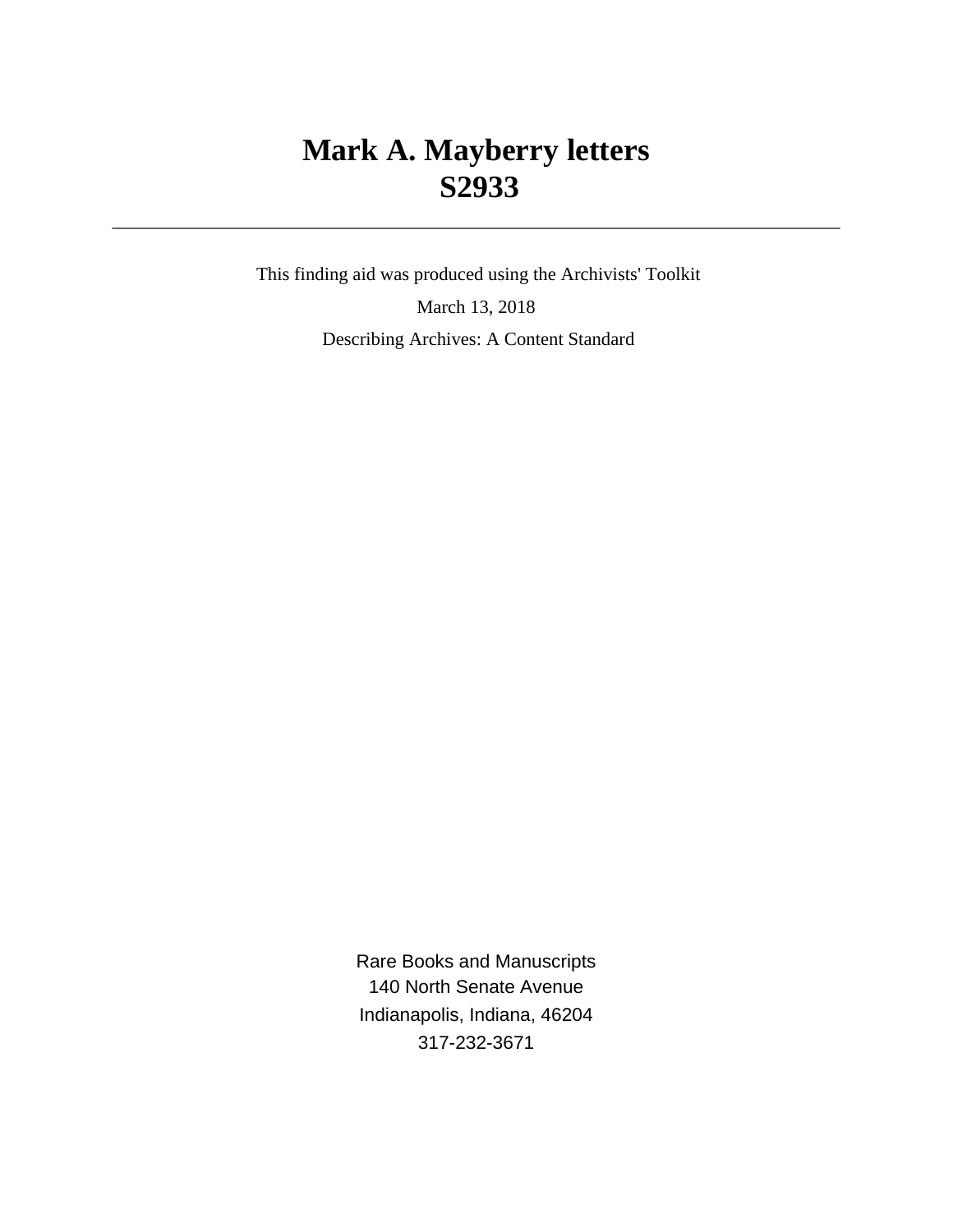# Mark A. Mayberry letters
# S2933

---

This finding aid was produced using the Archivists' Toolkit

March 13, 2018

Describing Archives: A Content Standard

Rare Books and Manuscripts
140 North Senate Avenue
Indianapolis, Indiana, 46204
317-232-3671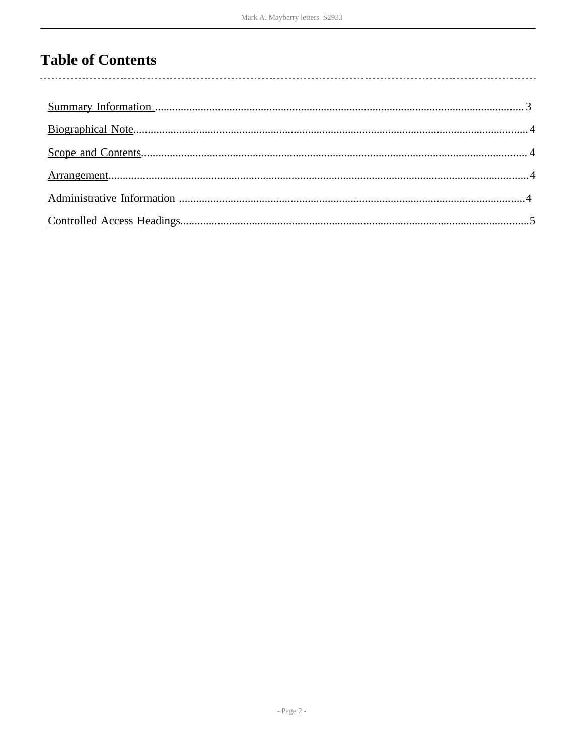# Table of Contents

Summary Information ........................................ 3

Biographical Note ........................................ 4

Scope and Contents ........................................ 4

Arrangement ........................................ 4

Administrative Information ........................................ 4

Controlled Access Headings ........................................ 5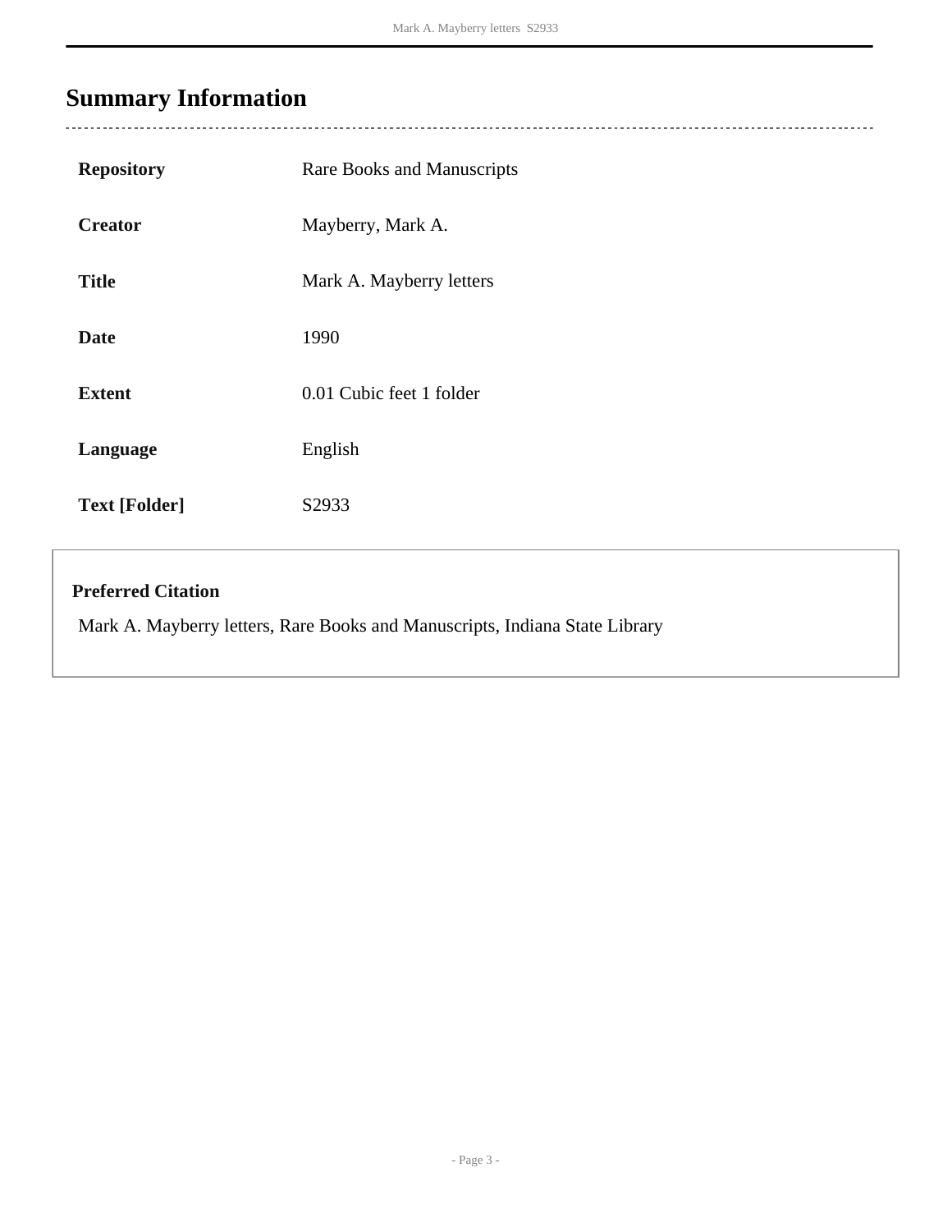# Summary Information

| | |
|---|---|
| **Repository** | Rare Books and Manuscripts |
| **Creator** | Mayberry, Mark A. |
| **Title** | Mark A. Mayberry letters |
| **Date** | 1990 |
| **Extent** | 0.01 Cubic feet 1 folder |
| **Language** | English |
| **Text [Folder]** | S2933 |

**Preferred Citation**

Mark A. Mayberry letters, Rare Books and Manuscripts, Indiana State Library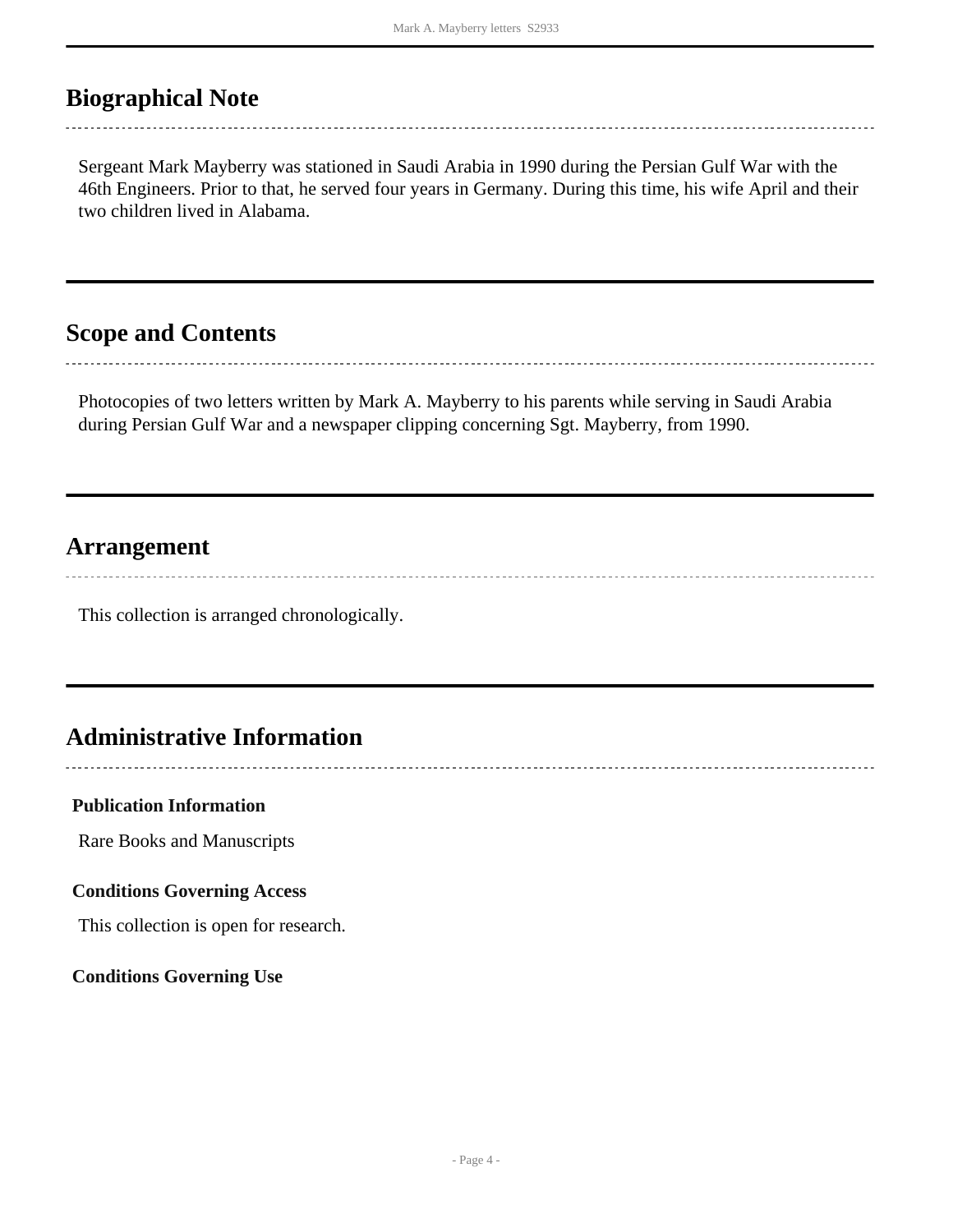## Biographical Note

Sergeant Mark Mayberry was stationed in Saudi Arabia in 1990 during the Persian Gulf War with the 46th Engineers. Prior to that, he served four years in Germany. During this time, his wife April and their two children lived in Alabama.

## Scope and Contents

Photocopies of two letters written by Mark A. Mayberry to his parents while serving in Saudi Arabia during Persian Gulf War and a newspaper clipping concerning Sgt. Mayberry, from 1990.

## Arrangement

This collection is arranged chronologically.

## Administrative Information

### Publication Information

Rare Books and Manuscripts

### Conditions Governing Access

This collection is open for research.

### Conditions Governing Use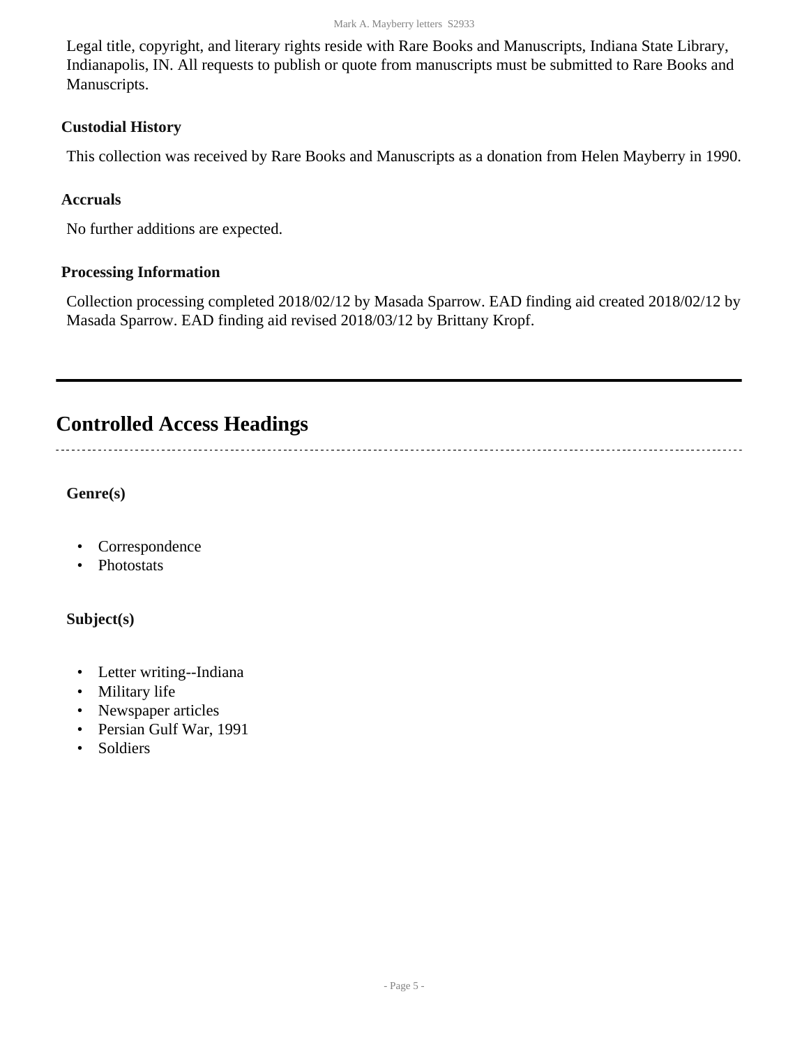Legal title, copyright, and literary rights reside with Rare Books and Manuscripts, Indiana State Library, Indianapolis, IN. All requests to publish or quote from manuscripts must be submitted to Rare Books and Manuscripts.

### Custodial History

This collection was received by Rare Books and Manuscripts as a donation from Helen Mayberry in 1990.

### Accruals

No further additions are expected.

### Processing Information

Collection processing completed 2018/02/12 by Masada Sparrow. EAD finding aid created 2018/02/12 by Masada Sparrow. EAD finding aid revised 2018/03/12 by Brittany Kropf.

## Controlled Access Headings

### Genre(s)

- Correspondence
- Photostats

### Subject(s)

- Letter writing--Indiana
- Military life
- Newspaper articles
- Persian Gulf War, 1991
- Soldiers